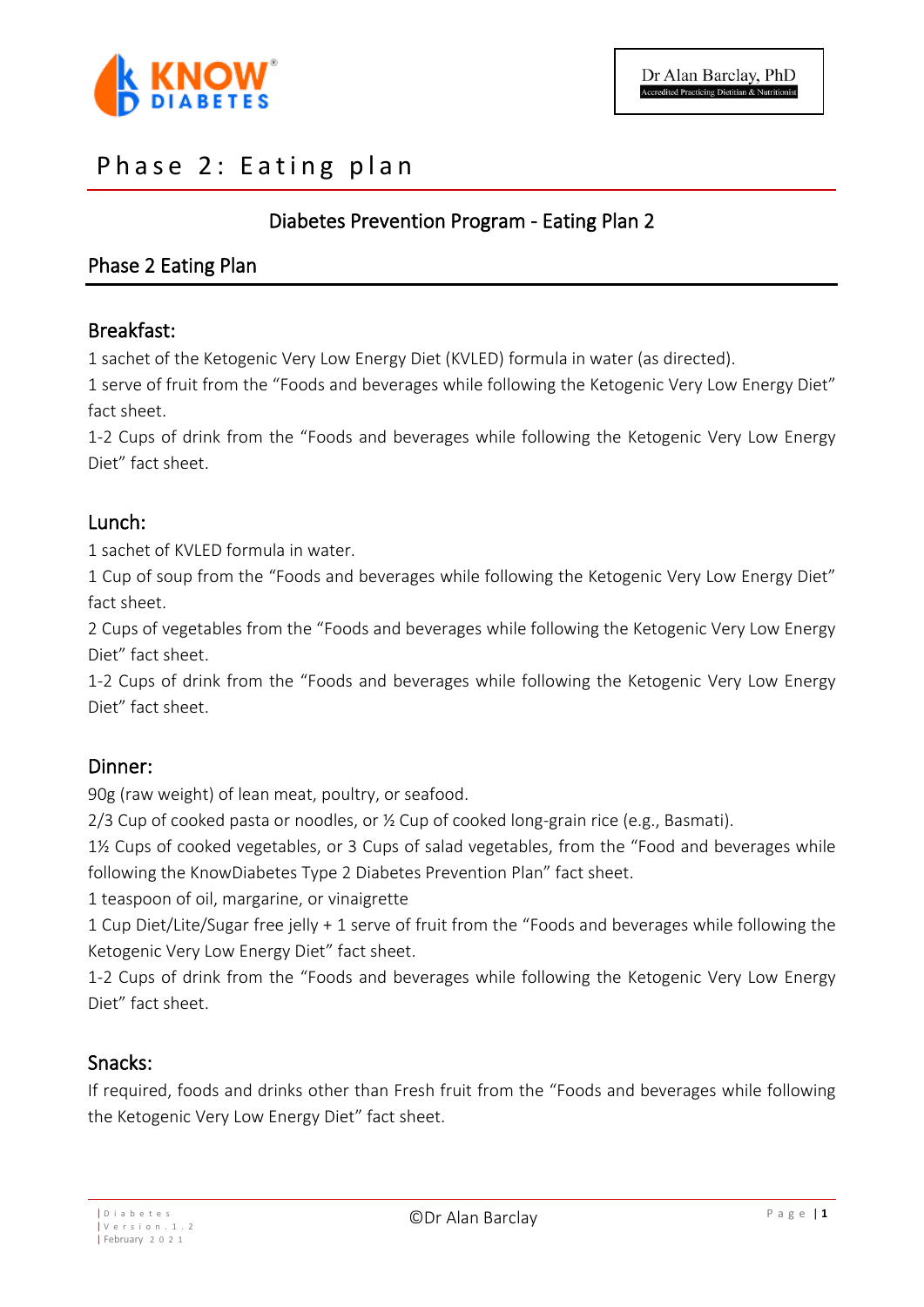# Phase 2: Eating plan

## Diabetes Prevention Program - Eating Plan 2

## Phase 2 Eating Plan

### Breakfast:

1 sachet of the Ketogenic Very Low Energy Diet (KVLED) formula in water (as directed).
1 serve of fruit from the "Foods and beverages while following the Ketogenic Very Low Energy Diet" fact sheet.
1-2 Cups of drink from the "Foods and beverages while following the Ketogenic Very Low Energy Diet" fact sheet.

### Lunch:

1 sachet of KVLED formula in water.
1 Cup of soup from the "Foods and beverages while following the Ketogenic Very Low Energy Diet" fact sheet.
2 Cups of vegetables from the "Foods and beverages while following the Ketogenic Very Low Energy Diet" fact sheet.
1-2 Cups of drink from the "Foods and beverages while following the Ketogenic Very Low Energy Diet" fact sheet.

### Dinner:

90g (raw weight) of lean meat, poultry, or seafood.
2/3 Cup of cooked pasta or noodles, or ½ Cup of cooked long-grain rice (e.g., Basmati).
1½ Cups of cooked vegetables, or 3 Cups of salad vegetables, from the "Food and beverages while following the KnowDiabetes Type 2 Diabetes Prevention Plan" fact sheet.
1 teaspoon of oil, margarine, or vinaigrette
1 Cup Diet/Lite/Sugar free jelly + 1 serve of fruit from the "Foods and beverages while following the Ketogenic Very Low Energy Diet" fact sheet.
1-2 Cups of drink from the "Foods and beverages while following the Ketogenic Very Low Energy Diet" fact sheet.

### Snacks:

If required, foods and drinks other than Fresh fruit from the "Foods and beverages while following the Ketogenic Very Low Energy Diet" fact sheet.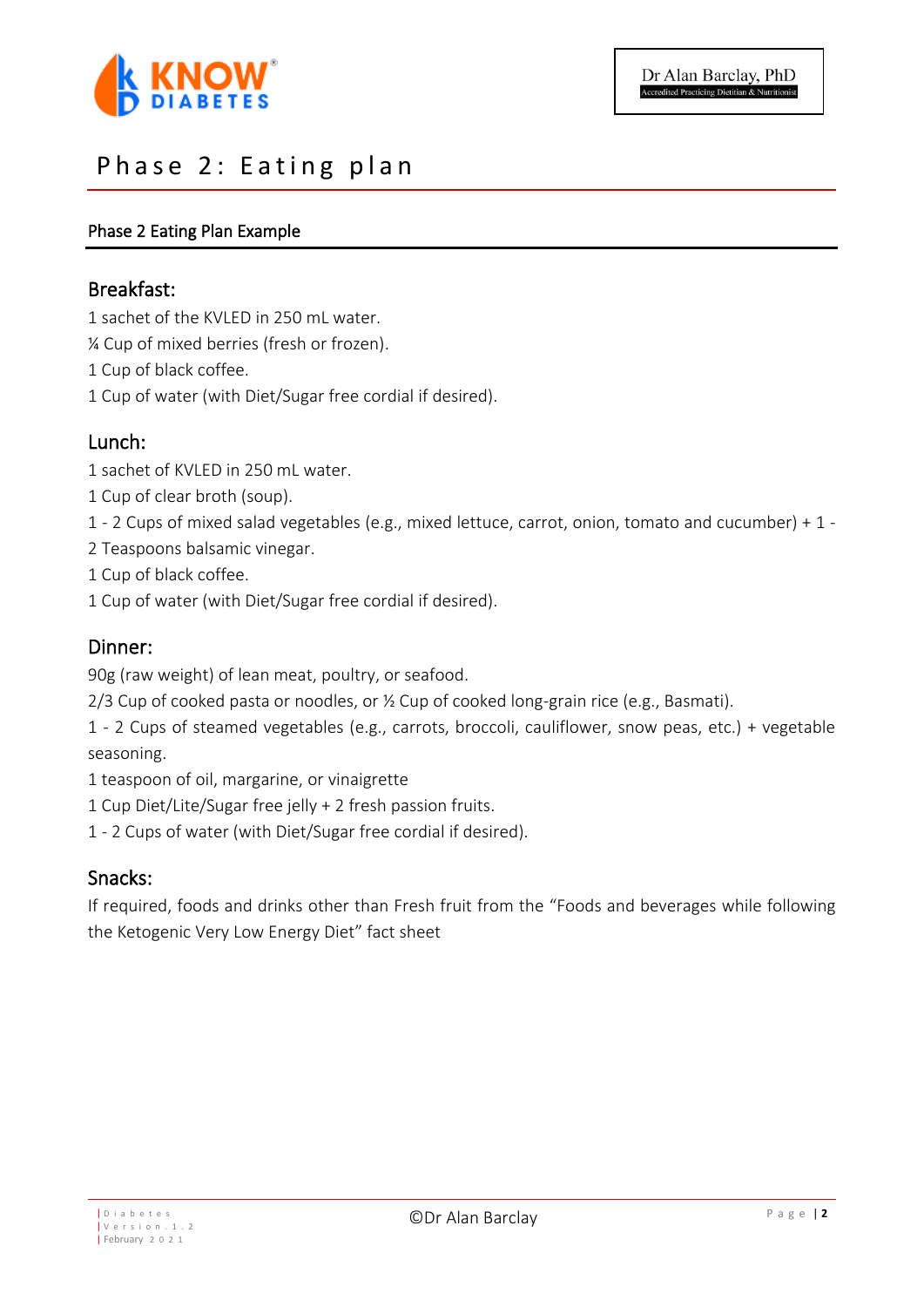# Phase 2: Eating plan

## Phase 2 Eating Plan Example

### Breakfast:

1 sachet of the KVLED in 250 mL water.

¼ Cup of mixed berries (fresh or frozen).

1 Cup of black coffee.

1 Cup of water (with Diet/Sugar free cordial if desired).

### Lunch:

1 sachet of KVLED in 250 mL water.

1 Cup of clear broth (soup).

1 - 2 Cups of mixed salad vegetables (e.g., mixed lettuce, carrot, onion, tomato and cucumber) + 1 - 2 Teaspoons balsamic vinegar.

1 Cup of black coffee.

1 Cup of water (with Diet/Sugar free cordial if desired).

### Dinner:

90g (raw weight) of lean meat, poultry, or seafood.

2/3 Cup of cooked pasta or noodles, or ½ Cup of cooked long-grain rice (e.g., Basmati).

1 - 2 Cups of steamed vegetables (e.g., carrots, broccoli, cauliflower, snow peas, etc.) + vegetable seasoning.

1 teaspoon of oil, margarine, or vinaigrette

1 Cup Diet/Lite/Sugar free jelly + 2 fresh passion fruits.

1 - 2 Cups of water (with Diet/Sugar free cordial if desired).

### Snacks:

If required, foods and drinks other than Fresh fruit from the "Foods and beverages while following the Ketogenic Very Low Energy Diet" fact sheet